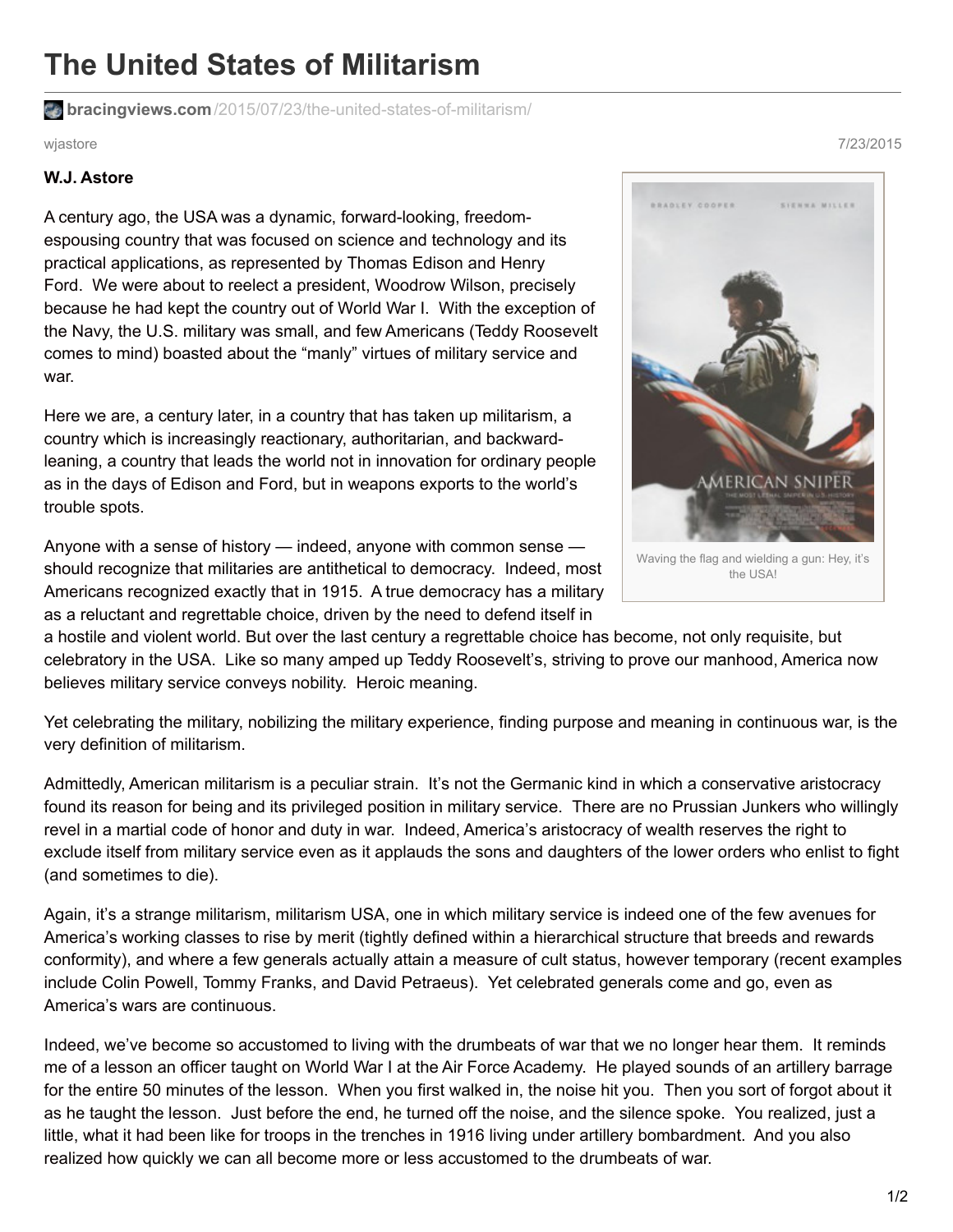# The United States of Militarism

bracingviews.com/2015/07/23/the-united-states-of-militarism/

wjastore 7/23/2015

**W.J. Astore**

A century ago, the USA was a dynamic, forward-looking, freedom-espousing country that was focused on science and technology and its practical applications, as represented by Thomas Edison and Henry Ford. We were about to reelect a president, Woodrow Wilson, precisely because he had kept the country out of World War I. With the exception of the Navy, the U.S. military was small, and few Americans (Teddy Roosevelt comes to mind) boasted about the "manly" virtues of military service and war.

Here we are, a century later, in a country that has taken up militarism, a country which is increasingly reactionary, authoritarian, and backward-leaning, a country that leads the world not in innovation for ordinary people as in the days of Edison and Ford, but in weapons exports to the world's trouble spots.

Waving the flag and wielding a gun: Hey, it's the USA!

Anyone with a sense of history — indeed, anyone with common sense — should recognize that militaries are antithetical to democracy. Indeed, most Americans recognized exactly that in 1915. A true democracy has a military as a reluctant and regrettable choice, driven by the need to defend itself in a hostile and violent world. But over the last century a regrettable choice has become, not only requisite, but celebratory in the USA. Like so many amped up Teddy Roosevelt's, striving to prove our manhood, America now believes military service conveys nobility. Heroic meaning.

Yet celebrating the military, nobilizing the military experience, finding purpose and meaning in continuous war, is the very definition of militarism.

Admittedly, American militarism is a peculiar strain. It's not the Germanic kind in which a conservative aristocracy found its reason for being and its privileged position in military service. There are no Prussian Junkers who willingly revel in a martial code of honor and duty in war. Indeed, America's aristocracy of wealth reserves the right to exclude itself from military service even as it applauds the sons and daughters of the lower orders who enlist to fight (and sometimes to die).

Again, it's a strange militarism, militarism USA, one in which military service is indeed one of the few avenues for America's working classes to rise by merit (tightly defined within a hierarchical structure that breeds and rewards conformity), and where a few generals actually attain a measure of cult status, however temporary (recent examples include Colin Powell, Tommy Franks, and David Petraeus). Yet celebrated generals come and go, even as America's wars are continuous.

Indeed, we've become so accustomed to living with the drumbeats of war that we no longer hear them. It reminds me of a lesson an officer taught on World War I at the Air Force Academy. He played sounds of an artillery barrage for the entire 50 minutes of the lesson. When you first walked in, the noise hit you. Then you sort of forgot about it as he taught the lesson. Just before the end, he turned off the noise, and the silence spoke. You realized, just a little, what it had been like for troops in the trenches in 1916 living under artillery bombardment. And you also realized how quickly we can all become more or less accustomed to the drumbeats of war.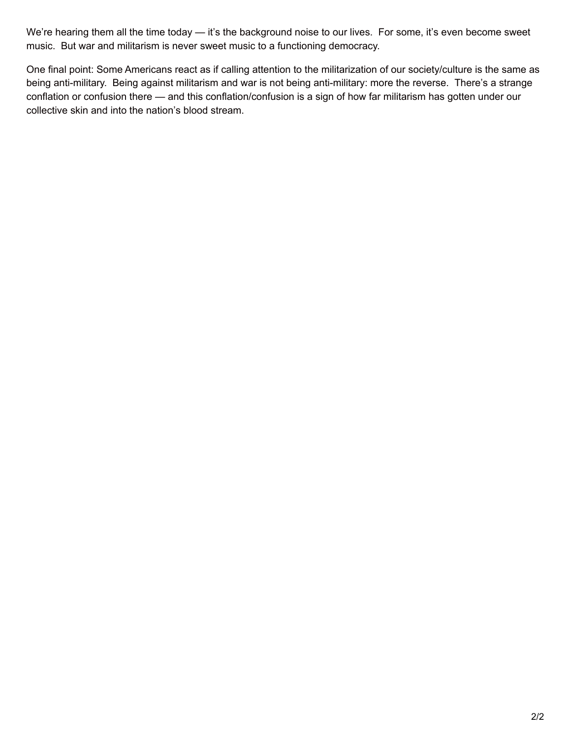We're hearing them all the time today — it's the background noise to our lives.  For some, it's even become sweet music.  But war and militarism is never sweet music to a functioning democracy.

One final point: Some Americans react as if calling attention to the militarization of our society/culture is the same as being anti-military.  Being against militarism and war is not being anti-military: more the reverse.  There's a strange conflation or confusion there — and this conflation/confusion is a sign of how far militarism has gotten under our collective skin and into the nation's blood stream.